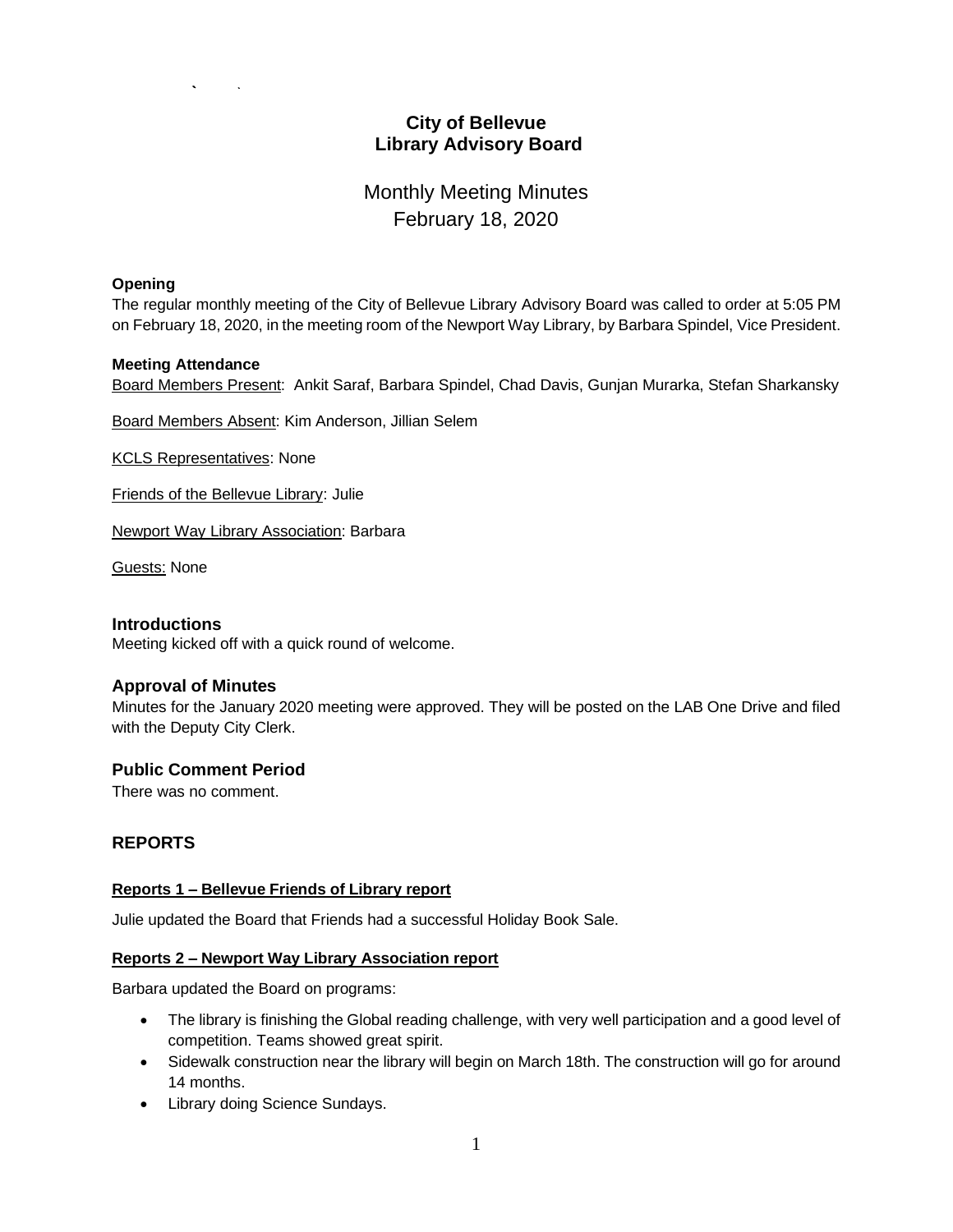# City of Bellevue
# Library Advisory Board

## Monthly Meeting Minutes
## February 18, 2020

**Opening**

The regular monthly meeting of the City of Bellevue Library Advisory Board was called to order at 5:05 PM on February 18, 2020, in the meeting room of the Newport Way Library, by Barbara Spindel, Vice President.

**Meeting Attendance**

Board Members Present: Ankit Saraf, Barbara Spindel, Chad Davis, Gunjan Murarka, Stefan Sharkansky

Board Members Absent: Kim Anderson, Jillian Selem

KCLS Representatives: None

Friends of the Bellevue Library: Julie

Newport Way Library Association: Barbara

Guests: None

### Introductions

Meeting kicked off with a quick round of welcome.

### Approval of Minutes

Minutes for the January 2020 meeting were approved. They will be posted on the LAB One Drive and filed with the Deputy City Clerk.

### Public Comment Period

There was no comment.

### REPORTS

**Reports 1 – Bellevue Friends of Library report**

Julie updated the Board that Friends had a successful Holiday Book Sale.

**Reports 2 – Newport Way Library Association report**

Barbara updated the Board on programs:

- The library is finishing the Global reading challenge, with very well participation and a good level of competition. Teams showed great spirit.
- Sidewalk construction near the library will begin on March 18th. The construction will go for around 14 months.
- Library doing Science Sundays.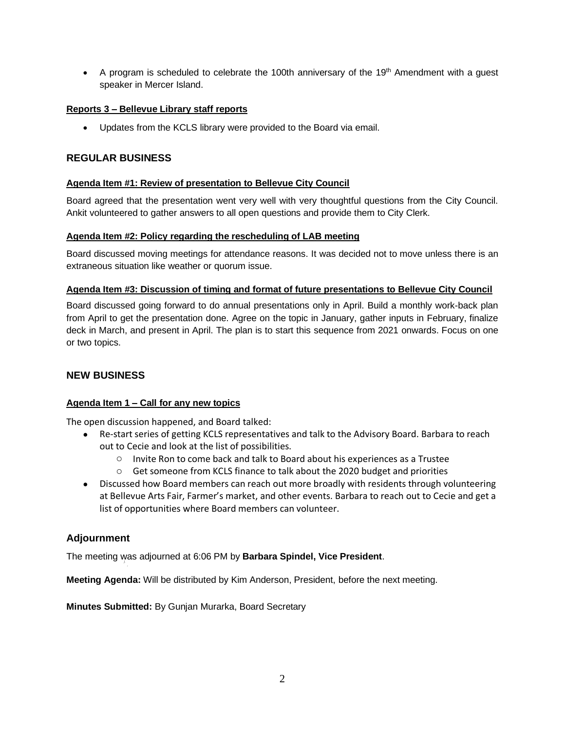- A program is scheduled to celebrate the 100th anniversary of the 19th Amendment with a guest speaker in Mercer Island.

**Reports 3 – Bellevue Library staff reports**

- Updates from the KCLS library were provided to the Board via email.

## REGULAR BUSINESS

**Agenda Item #1: Review of presentation to Bellevue City Council**

Board agreed that the presentation went very well with very thoughtful questions from the City Council. Ankit volunteered to gather answers to all open questions and provide them to City Clerk.

**Agenda Item #2: Policy regarding the rescheduling of LAB meeting**

Board discussed moving meetings for attendance reasons. It was decided not to move unless there is an extraneous situation like weather or quorum issue.

**Agenda Item #3: Discussion of timing and format of future presentations to Bellevue City Council**

Board discussed going forward to do annual presentations only in April. Build a monthly work-back plan from April to get the presentation done. Agree on the topic in January, gather inputs in February, finalize deck in March, and present in April. The plan is to start this sequence from 2021 onwards. Focus on one or two topics.

## NEW BUSINESS

**Agenda Item 1 – Call for any new topics**

The open discussion happened, and Board talked:

- Re-start series of getting KCLS representatives and talk to the Advisory Board. Barbara to reach out to Cecie and look at the list of possibilities.
  - Invite Ron to come back and talk to Board about his experiences as a Trustee
  - Get someone from KCLS finance to talk about the 2020 budget and priorities
- Discussed how Board members can reach out more broadly with residents through volunteering at Bellevue Arts Fair, Farmer's market, and other events. Barbara to reach out to Cecie and get a list of opportunities where Board members can volunteer.

## Adjournment

The meeting was adjourned at 6:06 PM by **Barbara Spindel, Vice President**.

**Meeting Agenda:** Will be distributed by Kim Anderson, President, before the next meeting.

**Minutes Submitted:** By Gunjan Murarka, Board Secretary